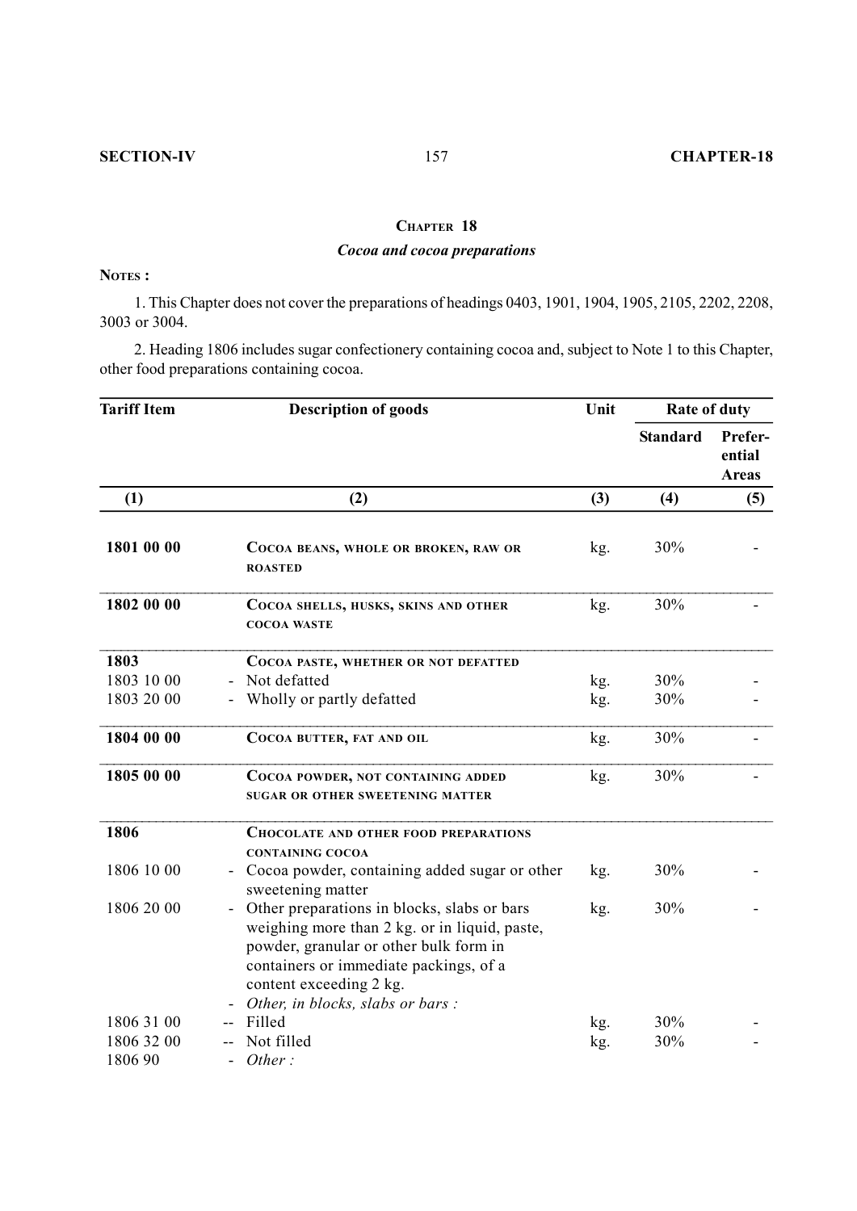# CHAPTER 18

## *Cocoa and cocoa preparations*

**NOTES :**

1. This Chapter does not cover the preparations of headings 0403, 1901, 1904, 1905, 2105, 2202, 2208, 3003 or 3004.

2. Heading 1806 includes sugar confectionery containing cocoa and, subject to Note 1 to this Chapter, other food preparations containing cocoa.

| Tariff Item | Description of goods | Unit | Rate of duty | |
|---|---|---|---|---|
| | | | Standard | Preferential Areas |
| (1) | (2) | (3) | (4) | (5) |
| **1801 00 00** | COCOA BEANS, WHOLE OR BROKEN, RAW OR ROASTED | kg. | 30% | - |
| **1802 00 00** | COCOA SHELLS, HUSKS, SKINS AND OTHER COCOA WASTE | kg. | 30% | - |
| **1803** | COCOA PASTE, WHETHER OR NOT DEFATTED | | | |
| 1803 10 00 | - Not defatted | kg. | 30% | - |
| 1803 20 00 | - Wholly or partly defatted | kg. | 30% | - |
| **1804 00 00** | COCOA BUTTER, FAT AND OIL | kg. | 30% | - |
| **1805 00 00** | COCOA POWDER, NOT CONTAINING ADDED SUGAR OR OTHER SWEETENING MATTER | kg. | 30% | - |
| **1806** | CHOCOLATE AND OTHER FOOD PREPARATIONS CONTAINING COCOA | | | |
| 1806 10 00 | - Cocoa powder, containing added sugar or other sweetening matter | kg. | 30% | - |
| 1806 20 00 | - Other preparations in blocks, slabs or bars weighing more than 2 kg. or in liquid, paste, powder, granular or other bulk form in containers or immediate packings, of a content exceeding 2 kg. | kg. | 30% | - |
| | - *Other, in blocks, slabs or bars :* | | | |
| 1806 31 00 | -- Filled | kg. | 30% | - |
| 1806 32 00 | -- Not filled | kg. | 30% | - |
| 1806 90 | - *Other :* | | | |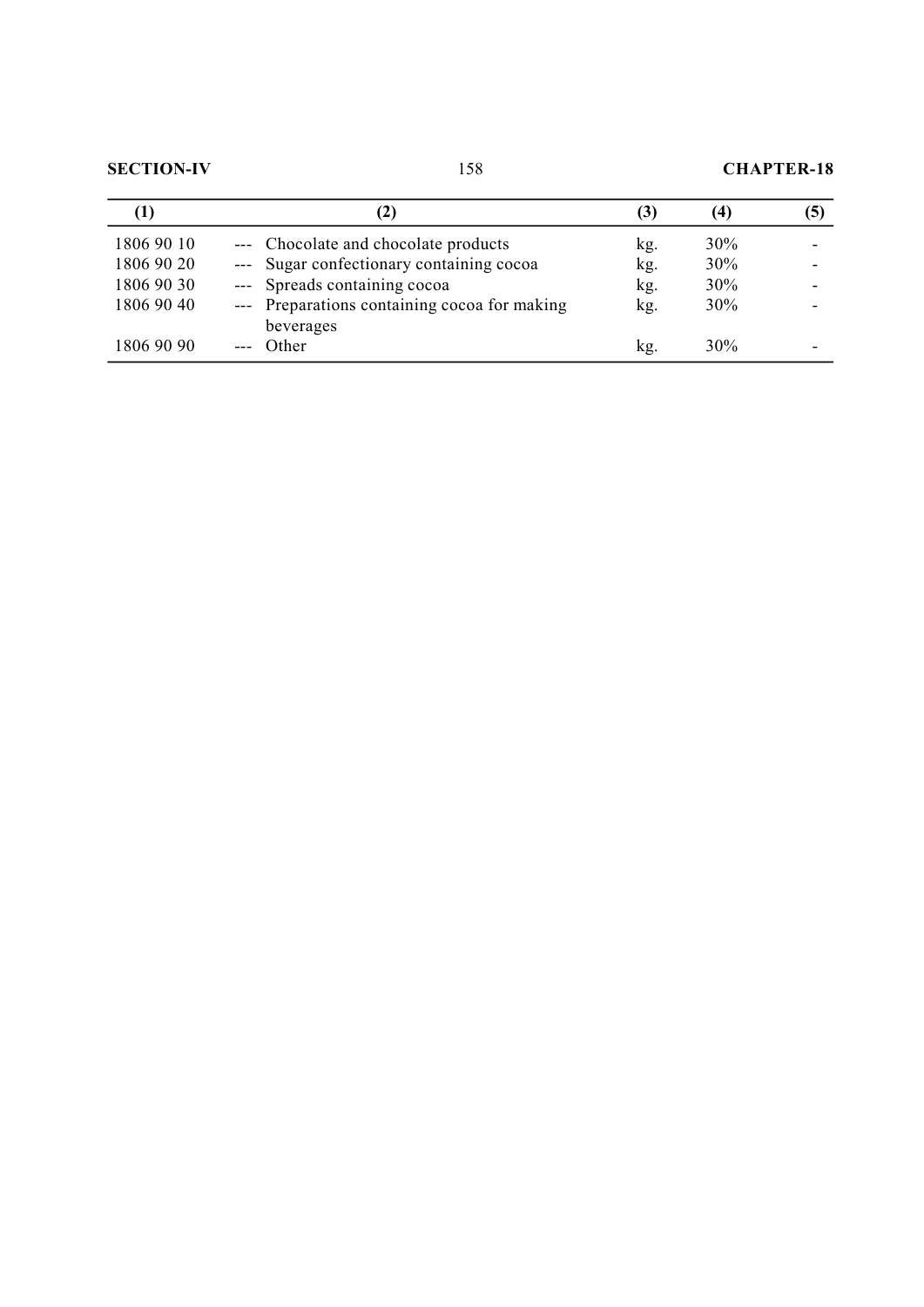| (1) | (2) | (3) | (4) | (5) |
|---|---|---|---|---|
| 1806 90 10 | --- Chocolate and chocolate products | kg. | 30% | - |
| 1806 90 20 | --- Sugar confectionary containing cocoa | kg. | 30% | - |
| 1806 90 30 | --- Spreads containing cocoa | kg. | 30% | - |
| 1806 90 40 | --- Preparations containing cocoa for making beverages | kg. | 30% | - |
| 1806 90 90 | --- Other | kg. | 30% | - |